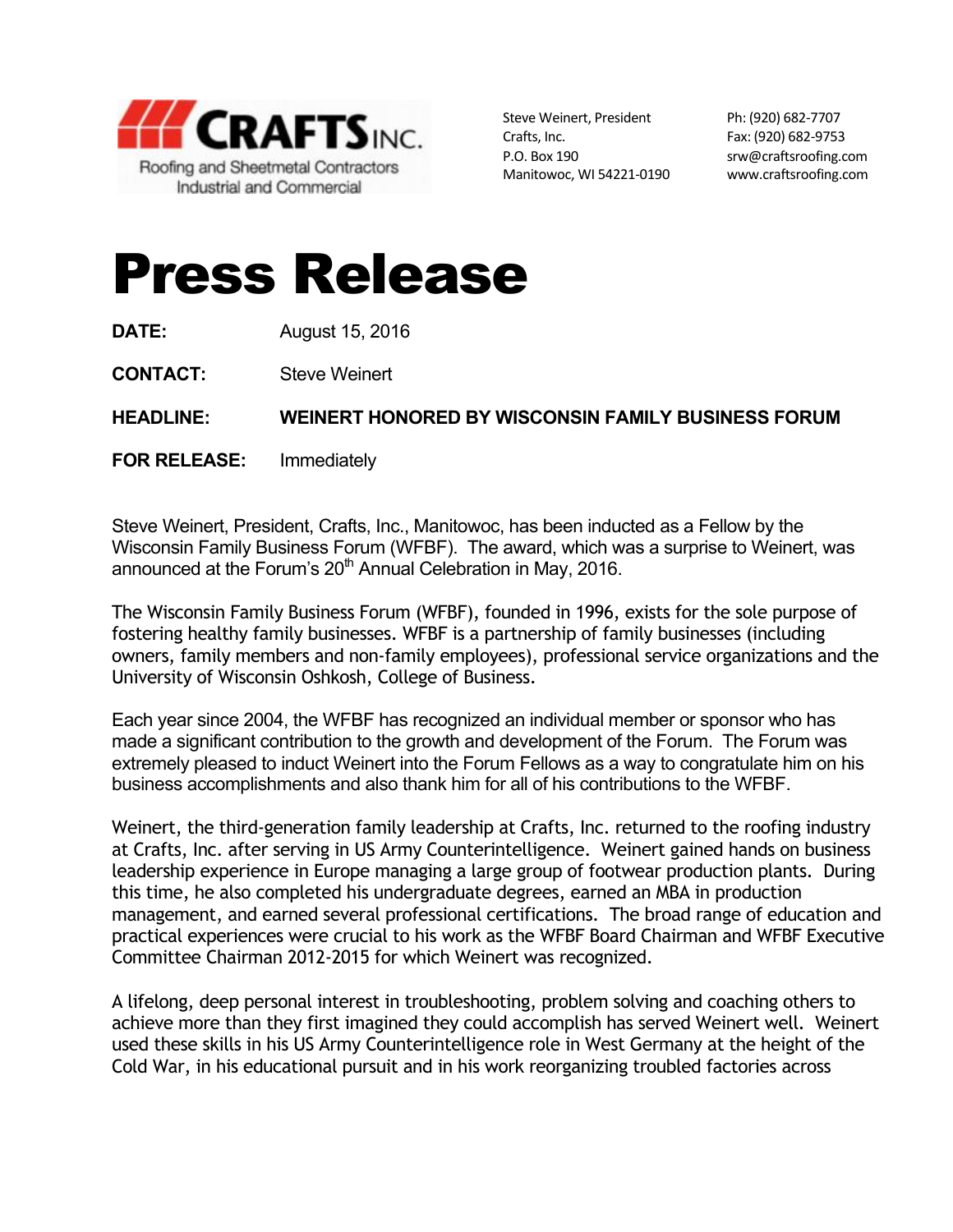**CRAFTS INC.**
Roofing and Sheetmetal Contractors
Industrial and Commercial

Steve Weinert, President
Crafts, Inc.
P.O. Box 190
Manitowoc, WI 54221-0190

Ph: (920) 682-7707
Fax: (920) 682-9753
srw@craftsroofing.com
www.craftsroofing.com

# Press Release

**DATE:** August 15, 2016

**CONTACT:** Steve Weinert

**HEADLINE:** **WEINERT HONORED BY WISCONSIN FAMILY BUSINESS FORUM**

**FOR RELEASE:** Immediately

Steve Weinert, President, Crafts, Inc., Manitowoc, has been inducted as a Fellow by the Wisconsin Family Business Forum (WFBF). The award, which was a surprise to Weinert, was announced at the Forum's 20th Annual Celebration in May, 2016.

The Wisconsin Family Business Forum (WFBF), founded in 1996, exists for the sole purpose of fostering healthy family businesses. WFBF is a partnership of family businesses (including owners, family members and non-family employees), professional service organizations and the University of Wisconsin Oshkosh, College of Business.

Each year since 2004, the WFBF has recognized an individual member or sponsor who has made a significant contribution to the growth and development of the Forum. The Forum was extremely pleased to induct Weinert into the Forum Fellows as a way to congratulate him on his business accomplishments and also thank him for all of his contributions to the WFBF.

Weinert, the third-generation family leadership at Crafts, Inc. returned to the roofing industry at Crafts, Inc. after serving in US Army Counterintelligence. Weinert gained hands on business leadership experience in Europe managing a large group of footwear production plants. During this time, he also completed his undergraduate degrees, earned an MBA in production management, and earned several professional certifications. The broad range of education and practical experiences were crucial to his work as the WFBF Board Chairman and WFBF Executive Committee Chairman 2012-2015 for which Weinert was recognized.

A lifelong, deep personal interest in troubleshooting, problem solving and coaching others to achieve more than they first imagined they could accomplish has served Weinert well. Weinert used these skills in his US Army Counterintelligence role in West Germany at the height of the Cold War, in his educational pursuit and in his work reorganizing troubled factories across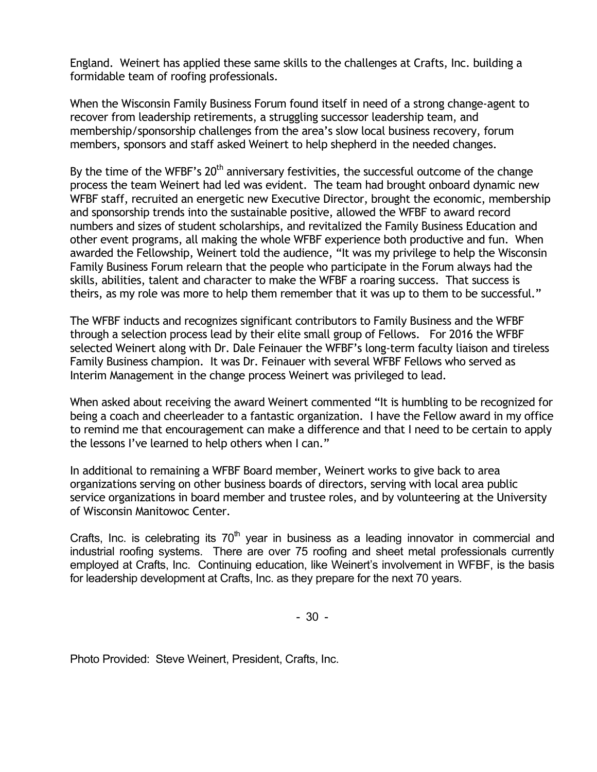England. Weinert has applied these same skills to the challenges at Crafts, Inc. building a formidable team of roofing professionals.

When the Wisconsin Family Business Forum found itself in need of a strong change-agent to recover from leadership retirements, a struggling successor leadership team, and membership/sponsorship challenges from the area's slow local business recovery, forum members, sponsors and staff asked Weinert to help shepherd in the needed changes.

By the time of the WFBF's 20th anniversary festivities, the successful outcome of the change process the team Weinert had led was evident. The team had brought onboard dynamic new WFBF staff, recruited an energetic new Executive Director, brought the economic, membership and sponsorship trends into the sustainable positive, allowed the WFBF to award record numbers and sizes of student scholarships, and revitalized the Family Business Education and other event programs, all making the whole WFBF experience both productive and fun. When awarded the Fellowship, Weinert told the audience, "It was my privilege to help the Wisconsin Family Business Forum relearn that the people who participate in the Forum always had the skills, abilities, talent and character to make the WFBF a roaring success. That success is theirs, as my role was more to help them remember that it was up to them to be successful."

The WFBF inducts and recognizes significant contributors to Family Business and the WFBF through a selection process lead by their elite small group of Fellows. For 2016 the WFBF selected Weinert along with Dr. Dale Feinauer the WFBF's long-term faculty liaison and tireless Family Business champion. It was Dr. Feinauer with several WFBF Fellows who served as Interim Management in the change process Weinert was privileged to lead.

When asked about receiving the award Weinert commented "It is humbling to be recognized for being a coach and cheerleader to a fantastic organization. I have the Fellow award in my office to remind me that encouragement can make a difference and that I need to be certain to apply the lessons I've learned to help others when I can."

In additional to remaining a WFBF Board member, Weinert works to give back to area organizations serving on other business boards of directors, serving with local area public service organizations in board member and trustee roles, and by volunteering at the University of Wisconsin Manitowoc Center.

Crafts, Inc. is celebrating its 70th year in business as a leading innovator in commercial and industrial roofing systems. There are over 75 roofing and sheet metal professionals currently employed at Crafts, Inc. Continuing education, like Weinert's involvement in WFBF, is the basis for leadership development at Crafts, Inc. as they prepare for the next 70 years.

\- 30 -

Photo Provided: Steve Weinert, President, Crafts, Inc.